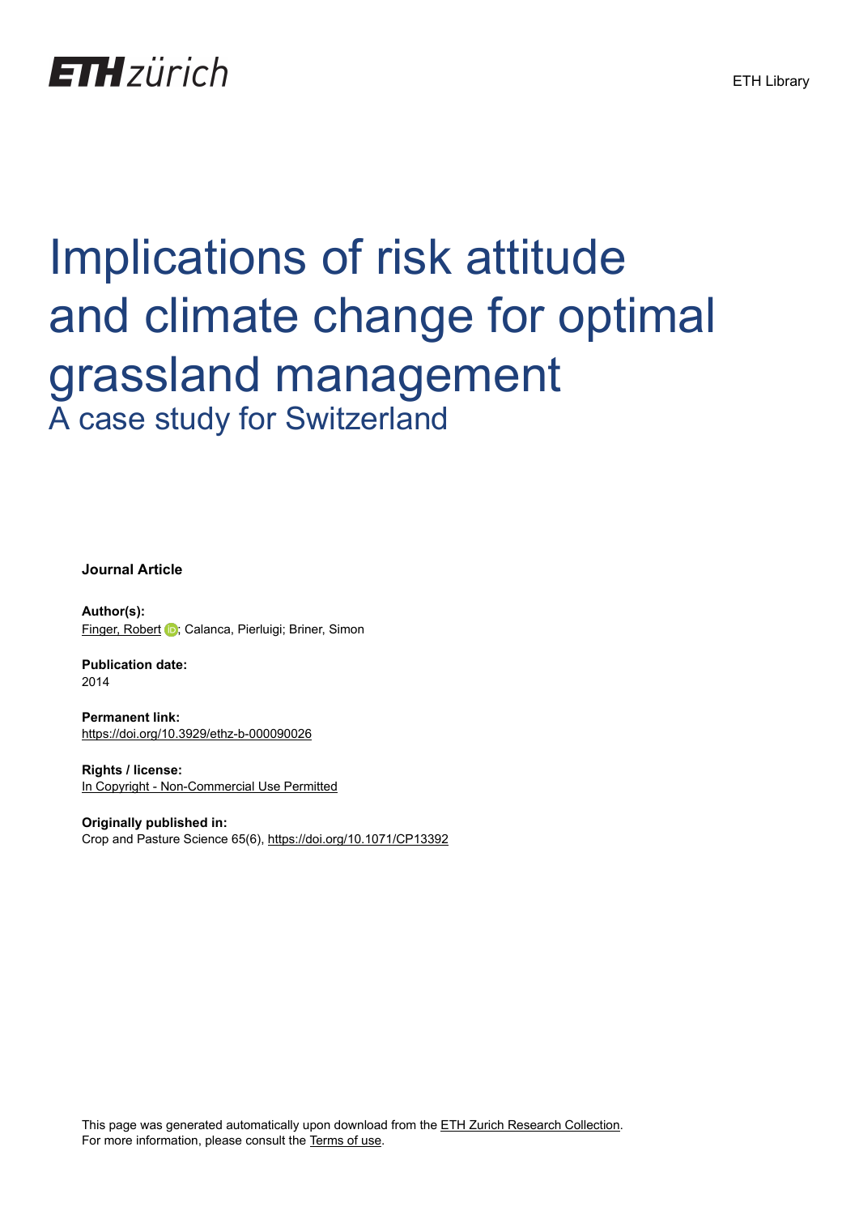# Implications of risk attitude and climate change for optimal grassland management

## A case study for Switzerland

**Journal Article**

**Author(s):**
Finger, Robert; Calanca, Pierluigi; Briner, Simon

**Publication date:**
2014

**Permanent link:**
https://doi.org/10.3929/ethz-b-000090026

**Rights / license:**
In Copyright - Non-Commercial Use Permitted

**Originally published in:**
Crop and Pasture Science 65(6), https://doi.org/10.1071/CP13392

This page was generated automatically upon download from the ETH Zurich Research Collection.
For more information, please consult the Terms of use.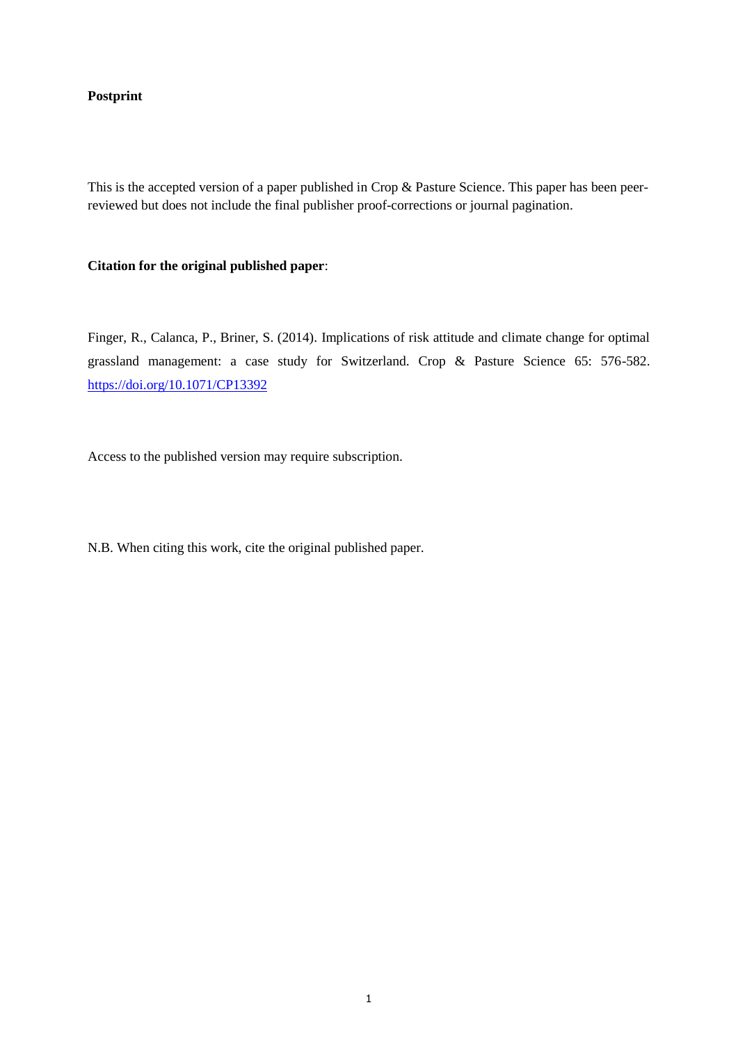**Postprint**

This is the accepted version of a paper published in Crop & Pasture Science. This paper has been peer-reviewed but does not include the final publisher proof-corrections or journal pagination.

**Citation for the original published paper**:

Finger, R., Calanca, P., Briner, S. (2014). Implications of risk attitude and climate change for optimal grassland management: a case study for Switzerland. Crop & Pasture Science 65: 576-582. https://doi.org/10.1071/CP13392

Access to the published version may require subscription.

N.B. When citing this work, cite the original published paper.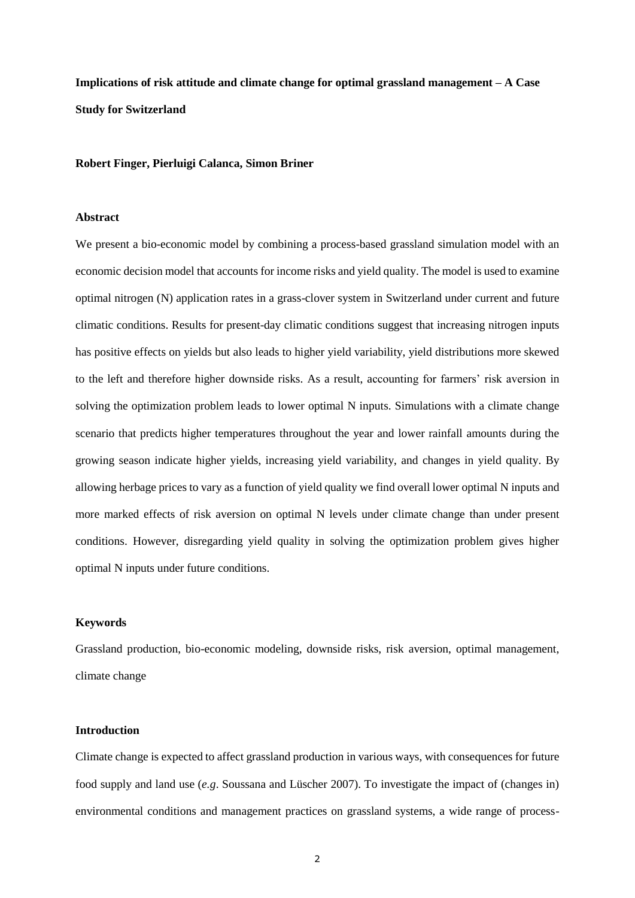**Implications of risk attitude and climate change for optimal grassland management – A Case Study for Switzerland**

**Robert Finger, Pierluigi Calanca, Simon Briner**

### Abstract

We present a bio-economic model by combining a process-based grassland simulation model with an economic decision model that accounts for income risks and yield quality. The model is used to examine optimal nitrogen (N) application rates in a grass-clover system in Switzerland under current and future climatic conditions. Results for present-day climatic conditions suggest that increasing nitrogen inputs has positive effects on yields but also leads to higher yield variability, yield distributions more skewed to the left and therefore higher downside risks. As a result, accounting for farmers' risk aversion in solving the optimization problem leads to lower optimal N inputs. Simulations with a climate change scenario that predicts higher temperatures throughout the year and lower rainfall amounts during the growing season indicate higher yields, increasing yield variability, and changes in yield quality. By allowing herbage prices to vary as a function of yield quality we find overall lower optimal N inputs and more marked effects of risk aversion on optimal N levels under climate change than under present conditions. However, disregarding yield quality in solving the optimization problem gives higher optimal N inputs under future conditions.

### Keywords

Grassland production, bio-economic modeling, downside risks, risk aversion, optimal management, climate change

### Introduction

Climate change is expected to affect grassland production in various ways, with consequences for future food supply and land use (*e.g*. Soussana and Lüscher 2007). To investigate the impact of (changes in) environmental conditions and management practices on grassland systems, a wide range of process-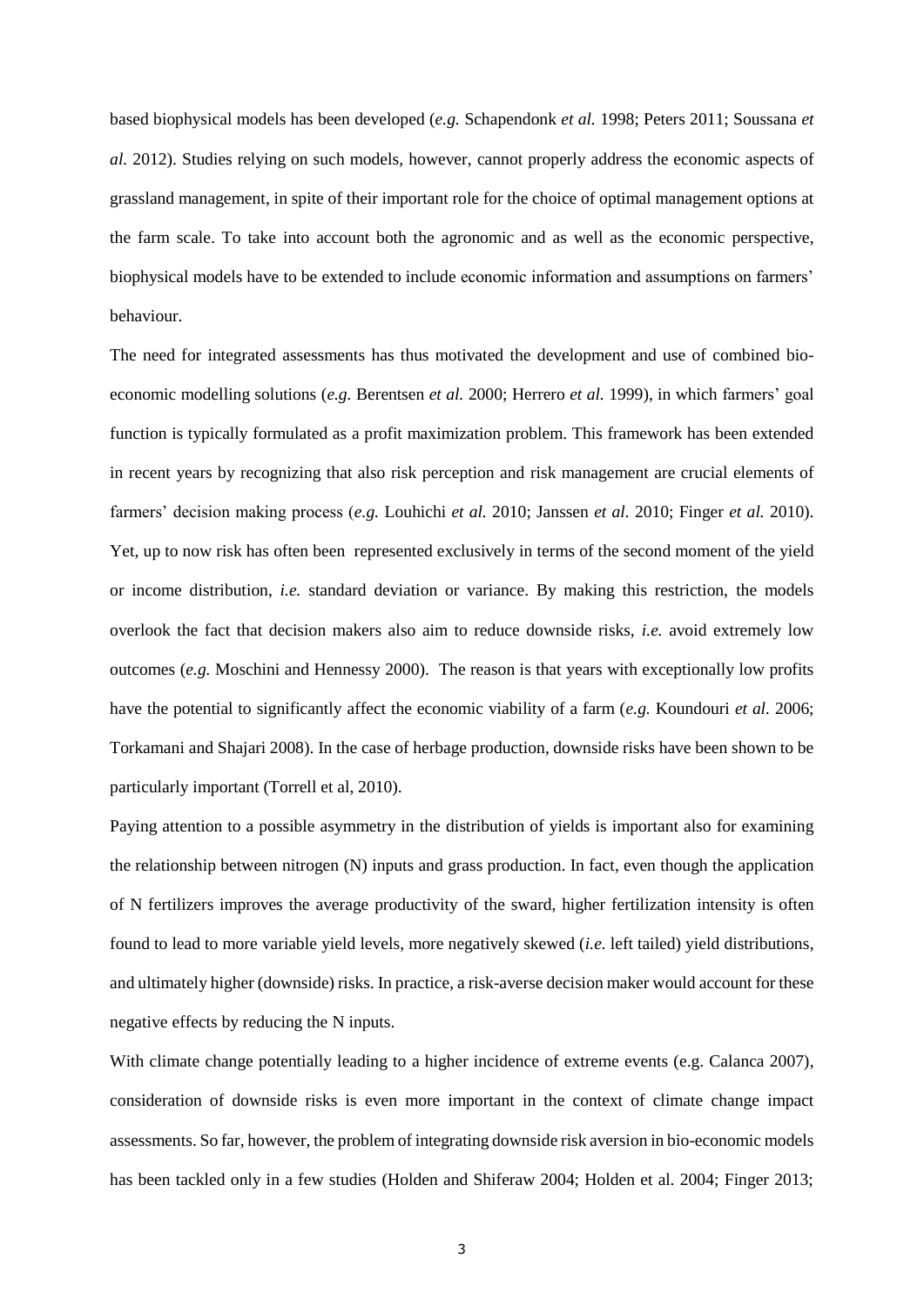based biophysical models has been developed (*e.g.* Schapendonk *et al.* 1998; Peters 2011; Soussana *et al.* 2012). Studies relying on such models, however, cannot properly address the economic aspects of grassland management, in spite of their important role for the choice of optimal management options at the farm scale. To take into account both the agronomic and as well as the economic perspective, biophysical models have to be extended to include economic information and assumptions on farmers' behaviour.

The need for integrated assessments has thus motivated the development and use of combined bio-economic modelling solutions (*e.g.* Berentsen *et al.* 2000; Herrero *et al.* 1999), in which farmers' goal function is typically formulated as a profit maximization problem. This framework has been extended in recent years by recognizing that also risk perception and risk management are crucial elements of farmers' decision making process (*e.g.* Louhichi *et al.* 2010; Janssen *et al.* 2010; Finger *et al.* 2010). Yet, up to now risk has often been represented exclusively in terms of the second moment of the yield or income distribution, *i.e.* standard deviation or variance. By making this restriction, the models overlook the fact that decision makers also aim to reduce downside risks, *i.e.* avoid extremely low outcomes (*e.g.* Moschini and Hennessy 2000). The reason is that years with exceptionally low profits have the potential to significantly affect the economic viability of a farm (*e.g.* Koundouri *et al.* 2006; Torkamani and Shajari 2008). In the case of herbage production, downside risks have been shown to be particularly important (Torrell et al, 2010).

Paying attention to a possible asymmetry in the distribution of yields is important also for examining the relationship between nitrogen (N) inputs and grass production. In fact, even though the application of N fertilizers improves the average productivity of the sward, higher fertilization intensity is often found to lead to more variable yield levels, more negatively skewed (*i.e.* left tailed) yield distributions, and ultimately higher (downside) risks. In practice, a risk-averse decision maker would account for these negative effects by reducing the N inputs.

With climate change potentially leading to a higher incidence of extreme events (e.g. Calanca 2007), consideration of downside risks is even more important in the context of climate change impact assessments. So far, however, the problem of integrating downside risk aversion in bio-economic models has been tackled only in a few studies (Holden and Shiferaw 2004; Holden et al. 2004; Finger 2013;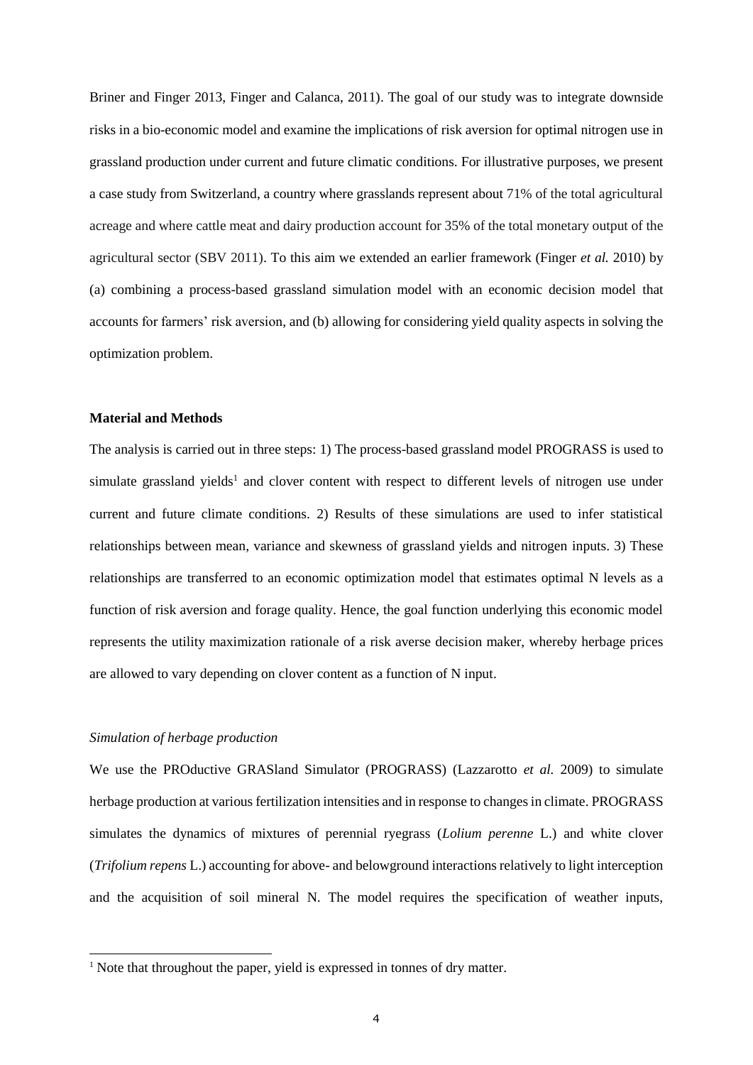Briner and Finger 2013, Finger and Calanca, 2011). The goal of our study was to integrate downside risks in a bio-economic model and examine the implications of risk aversion for optimal nitrogen use in grassland production under current and future climatic conditions. For illustrative purposes, we present a case study from Switzerland, a country where grasslands represent about 71% of the total agricultural acreage and where cattle meat and dairy production account for 35% of the total monetary output of the agricultural sector (SBV 2011). To this aim we extended an earlier framework (Finger *et al.* 2010) by (a) combining a process-based grassland simulation model with an economic decision model that accounts for farmers' risk aversion, and (b) allowing for considering yield quality aspects in solving the optimization problem.

## Material and Methods

The analysis is carried out in three steps: 1) The process-based grassland model PROGRASS is used to simulate grassland yields[1] and clover content with respect to different levels of nitrogen use under current and future climate conditions. 2) Results of these simulations are used to infer statistical relationships between mean, variance and skewness of grassland yields and nitrogen inputs. 3) These relationships are transferred to an economic optimization model that estimates optimal N levels as a function of risk aversion and forage quality. Hence, the goal function underlying this economic model represents the utility maximization rationale of a risk averse decision maker, whereby herbage prices are allowed to vary depending on clover content as a function of N input.

### *Simulation of herbage production*

We use the PROductive GRASland Simulator (PROGRASS) (Lazzarotto *et al.* 2009) to simulate herbage production at various fertilization intensities and in response to changes in climate. PROGRASS simulates the dynamics of mixtures of perennial ryegrass (*Lolium perenne* L.) and white clover (*Trifolium repens* L.) accounting for above- and belowground interactions relatively to light interception and the acquisition of soil mineral N. The model requires the specification of weather inputs,

[1] Note that throughout the paper, yield is expressed in tonnes of dry matter.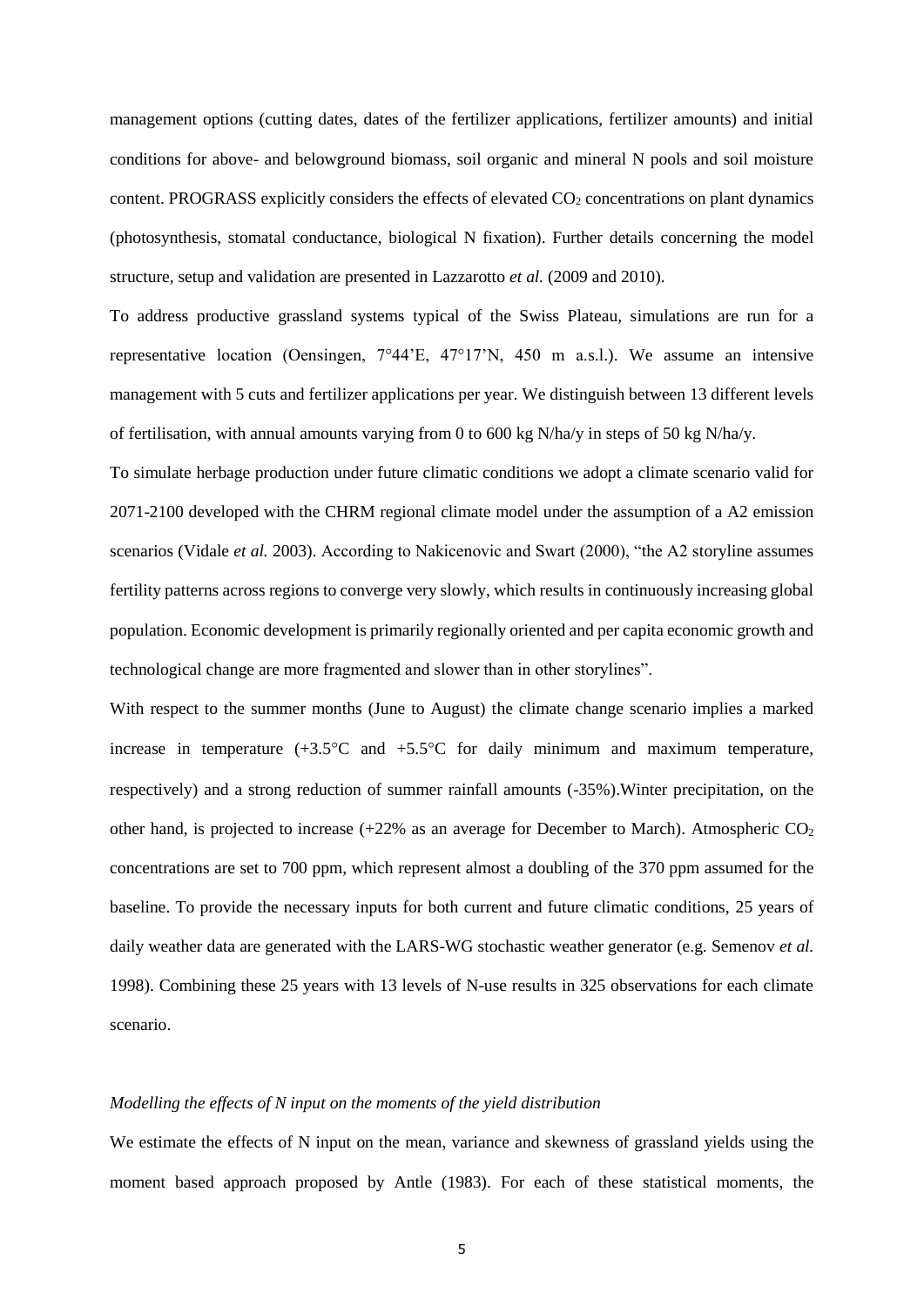management options (cutting dates, dates of the fertilizer applications, fertilizer amounts) and initial conditions for above- and belowground biomass, soil organic and mineral N pools and soil moisture content. PROGRASS explicitly considers the effects of elevated $CO_2$ concentrations on plant dynamics (photosynthesis, stomatal conductance, biological N fixation). Further details concerning the model structure, setup and validation are presented in Lazzarotto *et al.* (2009 and 2010).

To address productive grassland systems typical of the Swiss Plateau, simulations are run for a representative location (Oensingen, 7°44'E, 47°17'N, 450 m a.s.l.). We assume an intensive management with 5 cuts and fertilizer applications per year. We distinguish between 13 different levels of fertilisation, with annual amounts varying from 0 to 600 kg N/ha/y in steps of 50 kg N/ha/y.

To simulate herbage production under future climatic conditions we adopt a climate scenario valid for 2071-2100 developed with the CHRM regional climate model under the assumption of a A2 emission scenarios (Vidale *et al.* 2003). According to Nakicenovic and Swart (2000), "the A2 storyline assumes fertility patterns across regions to converge very slowly, which results in continuously increasing global population. Economic development is primarily regionally oriented and per capita economic growth and technological change are more fragmented and slower than in other storylines".

With respect to the summer months (June to August) the climate change scenario implies a marked increase in temperature (+3.5°C and +5.5°C for daily minimum and maximum temperature, respectively) and a strong reduction of summer rainfall amounts (-35%).Winter precipitation, on the other hand, is projected to increase (+22% as an average for December to March). Atmospheric $CO_2$ concentrations are set to 700 ppm, which represent almost a doubling of the 370 ppm assumed for the baseline. To provide the necessary inputs for both current and future climatic conditions, 25 years of daily weather data are generated with the LARS-WG stochastic weather generator (e.g. Semenov *et al.* 1998). Combining these 25 years with 13 levels of N-use results in 325 observations for each climate scenario.

*Modelling the effects of N input on the moments of the yield distribution*

We estimate the effects of N input on the mean, variance and skewness of grassland yields using the moment based approach proposed by Antle (1983). For each of these statistical moments, the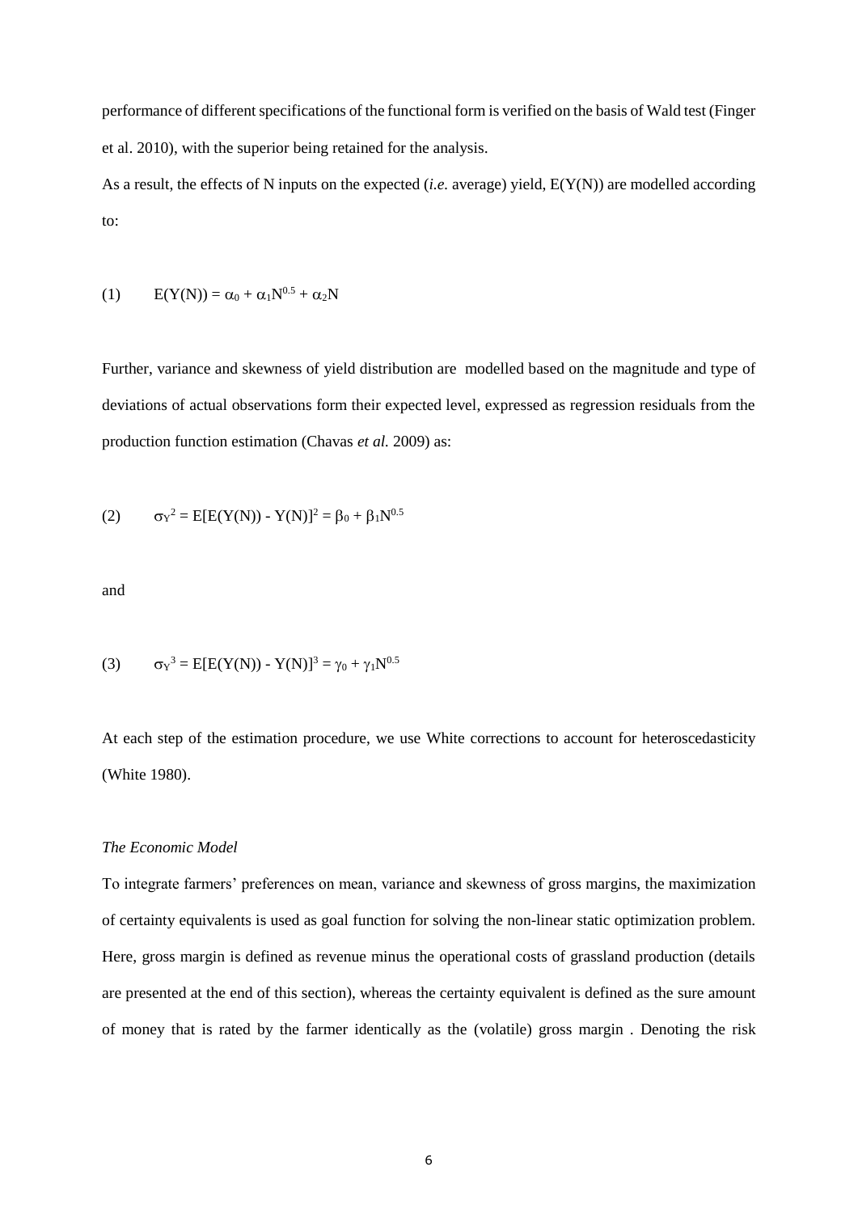performance of different specifications of the functional form is verified on the basis of Wald test (Finger et al. 2010), with the superior being retained for the analysis.

As a result, the effects of N inputs on the expected (*i.e.* average) yield, E(Y(N)) are modelled according to:

$$(1) \qquad E(Y(N)) = \alpha_0 + \alpha_1 N^{0.5} + \alpha_2 N$$

Further, variance and skewness of yield distribution are modelled based on the magnitude and type of deviations of actual observations form their expected level, expressed as regression residuals from the production function estimation (Chavas *et al.* 2009) as:

$$(2) \qquad \sigma_Y^2 = E[E(Y(N)) - Y(N)]^2 = \beta_0 + \beta_1 N^{0.5}$$

and

$$(3) \qquad \sigma_Y^3 = E[E(Y(N)) - Y(N)]^3 = \gamma_0 + \gamma_1 N^{0.5}$$

At each step of the estimation procedure, we use White corrections to account for heteroscedasticity (White 1980).

*The Economic Model*

To integrate farmers' preferences on mean, variance and skewness of gross margins, the maximization of certainty equivalents is used as goal function for solving the non-linear static optimization problem. Here, gross margin is defined as revenue minus the operational costs of grassland production (details are presented at the end of this section), whereas the certainty equivalent is defined as the sure amount of money that is rated by the farmer identically as the (volatile) gross margin . Denoting the risk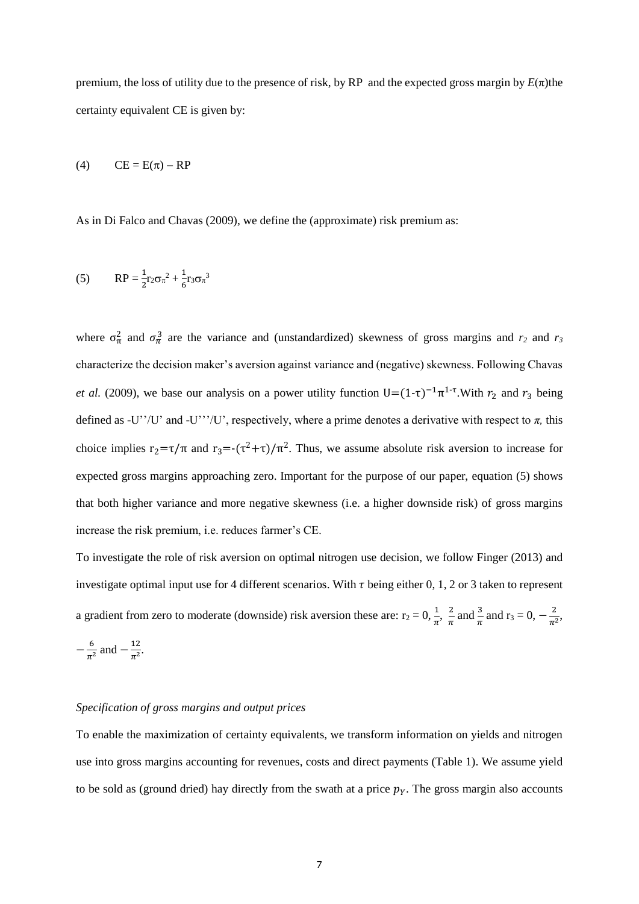premium, the loss of utility due to the presence of risk, by RP and the expected gross margin by $E(\pi)$the certainty equivalent CE is given by:

$$(4) \qquad CE = E(\pi) – RP$$

As in Di Falco and Chavas (2009), we define the (approximate) risk premium as:

$$(5) \qquad RP = \frac{1}{2}r_2\sigma_\pi^2 + \frac{1}{6}r_3\sigma_\pi^3$$

where $\sigma_\pi^2$ and $\sigma_\pi^3$ are the variance and (unstandardized) skewness of gross margins and $r_2$ and $r_3$ characterize the decision maker's aversion against variance and (negative) skewness. Following Chavas *et al.* (2009), we base our analysis on a power utility function $U=(1\text{-}\tau)^{-1}\pi^{1\text{-}\tau}$.With $r_2$ and $r_3$ being defined as -U''/U' and -U'''/U', respectively, where a prime denotes a derivative with respect to $\pi$, this choice implies $r_2=\tau/\pi$ and $r_3=-(\tau^2+\tau)/\pi^2$. Thus, we assume absolute risk aversion to increase for expected gross margins approaching zero. Important for the purpose of our paper, equation (5) shows that both higher variance and more negative skewness (i.e. a higher downside risk) of gross margins increase the risk premium, i.e. reduces farmer's CE.

To investigate the role of risk aversion on optimal nitrogen use decision, we follow Finger (2013) and investigate optimal input use for 4 different scenarios. With $\tau$ being either 0, 1, 2 or 3 taken to represent a gradient from zero to moderate (downside) risk aversion these are: $r_2 = 0, \frac{1}{\pi}, \frac{2}{\pi}$ and $\frac{3}{\pi}$ and $r_3 = 0, -\frac{2}{\pi^2}, -\frac{6}{\pi^2}$ and $-\frac{12}{\pi^2}$.

*Specification of gross margins and output prices*

To enable the maximization of certainty equivalents, we transform information on yields and nitrogen use into gross margins accounting for revenues, costs and direct payments (Table 1). We assume yield to be sold as (ground dried) hay directly from the swath at a price $p_Y$. The gross margin also accounts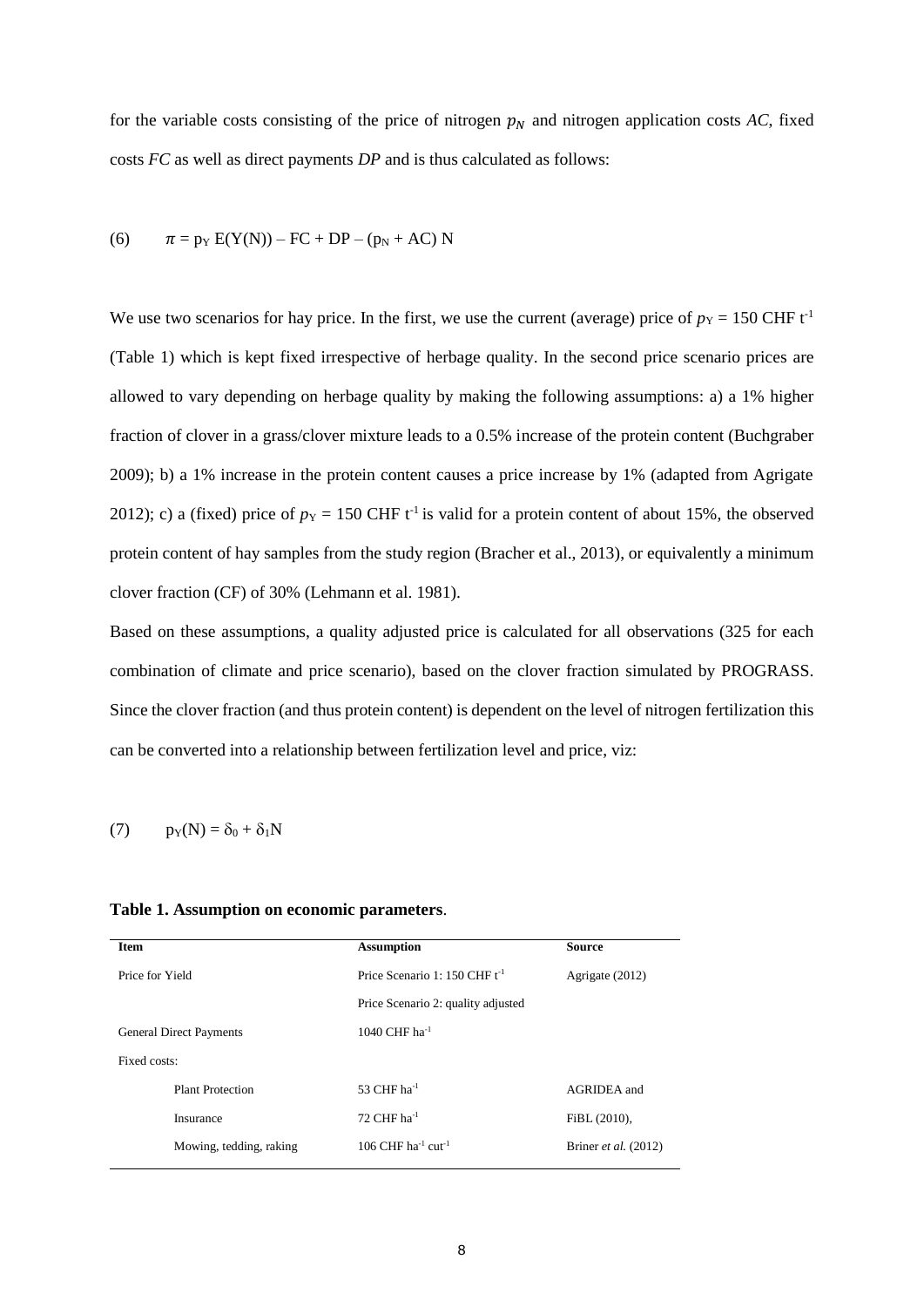for the variable costs consisting of the price of nitrogen $p_N$ and nitrogen application costs *AC*, fixed costs *FC* as well as direct payments *DP* and is thus calculated as follows:

$$\pi = p_Y \, E(Y(N)) - FC + DP - (p_N + AC)\, N \tag{6}$$

We use two scenarios for hay price. In the first, we use the current (average) price of $p_Y$ = 150 CHF $t^{-1}$ (Table 1) which is kept fixed irrespective of herbage quality. In the second price scenario prices are allowed to vary depending on herbage quality by making the following assumptions: a) a 1% higher fraction of clover in a grass/clover mixture leads to a 0.5% increase of the protein content (Buchgraber 2009); b) a 1% increase in the protein content causes a price increase by 1% (adapted from Agrigate 2012); c) a (fixed) price of $p_Y$ = 150 CHF $t^{-1}$ is valid for a protein content of about 15%, the observed protein content of hay samples from the study region (Bracher et al., 2013), or equivalently a minimum clover fraction (CF) of 30% (Lehmann et al. 1981).

Based on these assumptions, a quality adjusted price is calculated for all observations (325 for each combination of climate and price scenario), based on the clover fraction simulated by PROGRASS. Since the clover fraction (and thus protein content) is dependent on the level of nitrogen fertilization this can be converted into a relationship between fertilization level and price, viz:

$$p_Y(N) = \delta_0 + \delta_1 N \tag{7}$$

**Table 1. Assumption on economic parameters**.

| Item | Assumption | Source |
|---|---|---|
| Price for Yield | Price Scenario 1: 150 CHF $t^{-1}$ | Agrigate (2012) |
| | Price Scenario 2: quality adjusted | |
| General Direct Payments | 1040 CHF $ha^{-1}$ | |
| Fixed costs: | | |
| Plant Protection | 53 CHF $ha^{-1}$ | AGRIDEA and |
| Insurance | 72 CHF $ha^{-1}$ | FiBL (2010), |
| Mowing, tedding, raking | 106 CHF $ha^{-1}$ $cut^{-1}$ | Briner *et al.* (2012) |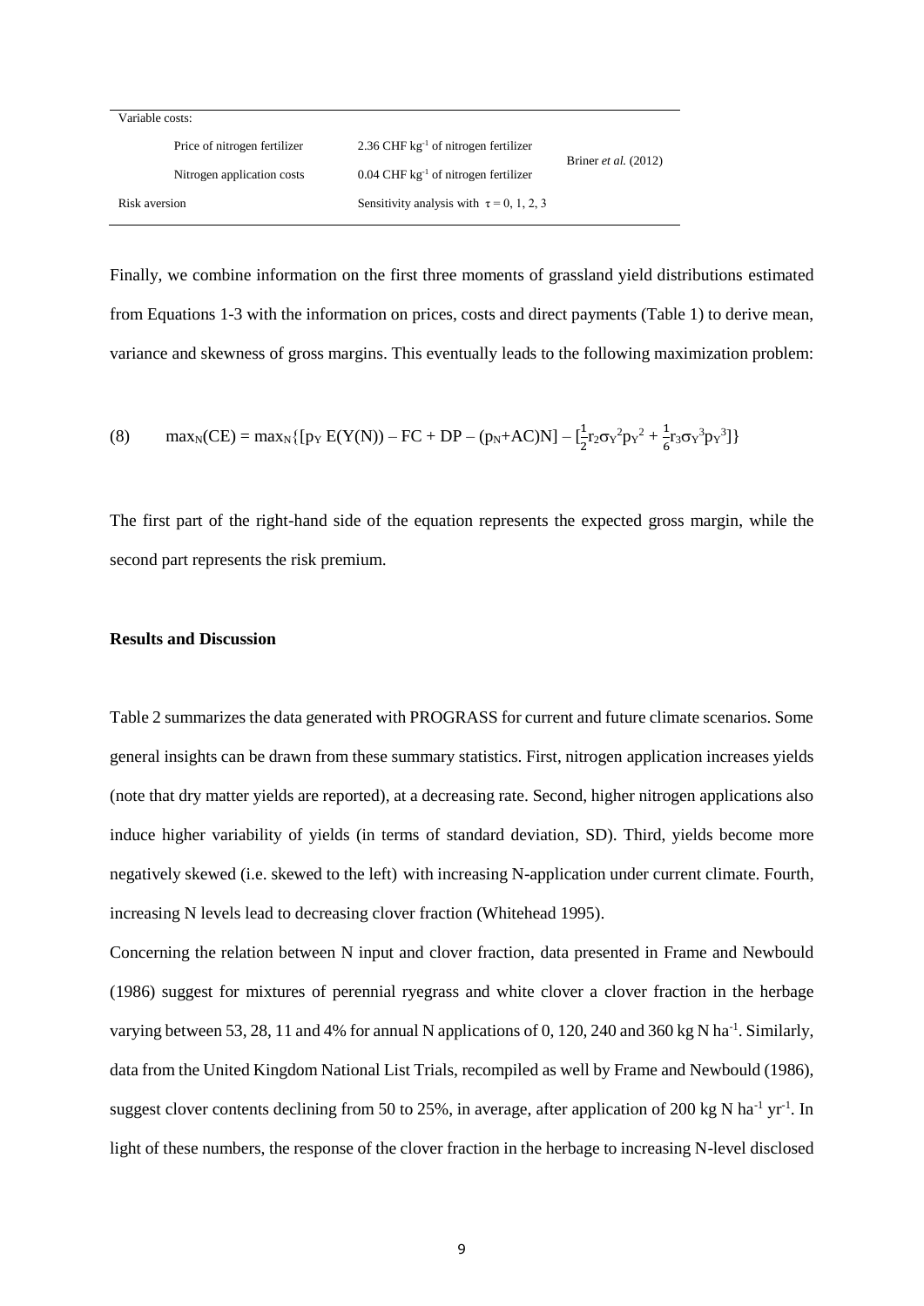| Variable costs: | | |
|---|---|---|
| Price of nitrogen fertilizer | 2.36 CHF $kg^{-1}$ of nitrogen fertilizer | Briner *et al.* (2012) |
| Nitrogen application costs | 0.04 CHF $kg^{-1}$ of nitrogen fertilizer | |
| Risk aversion | Sensitivity analysis with $\tau = 0, 1, 2, 3$ | |

Finally, we combine information on the first three moments of grassland yield distributions estimated from Equations 1-3 with the information on prices, costs and direct payments (Table 1) to derive mean, variance and skewness of gross margins. This eventually leads to the following maximization problem:

$$\text{(8)} \qquad \max_N(CE) = \max_N\{[p_Y\, E(Y(N)) - FC + DP - (p_N+AC)N] - [\tfrac{1}{2}r_2\sigma_Y^2 p_Y^2 + \tfrac{1}{6}r_3\sigma_Y^3 p_Y^3]\}$$

The first part of the right-hand side of the equation represents the expected gross margin, while the second part represents the risk premium.

## Results and Discussion

Table 2 summarizes the data generated with PROGRASS for current and future climate scenarios. Some general insights can be drawn from these summary statistics. First, nitrogen application increases yields (note that dry matter yields are reported), at a decreasing rate. Second, higher nitrogen applications also induce higher variability of yields (in terms of standard deviation, SD). Third, yields become more negatively skewed (i.e. skewed to the left) with increasing N-application under current climate. Fourth, increasing N levels lead to decreasing clover fraction (Whitehead 1995).

Concerning the relation between N input and clover fraction, data presented in Frame and Newbould (1986) suggest for mixtures of perennial ryegrass and white clover a clover fraction in the herbage varying between 53, 28, 11 and 4% for annual N applications of 0, 120, 240 and 360 kg N $ha^{-1}$. Similarly, data from the United Kingdom National List Trials, recompiled as well by Frame and Newbould (1986), suggest clover contents declining from 50 to 25%, in average, after application of 200 kg N $ha^{-1}$ $yr^{-1}$. In light of these numbers, the response of the clover fraction in the herbage to increasing N-level disclosed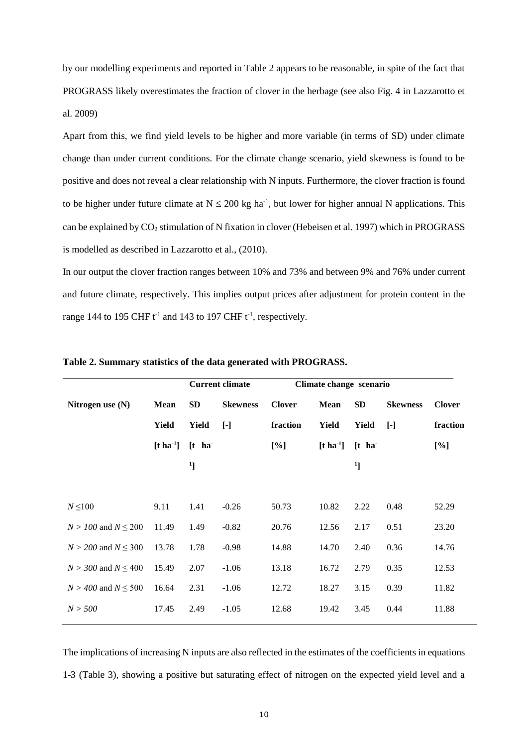by our modelling experiments and reported in Table 2 appears to be reasonable, in spite of the fact that PROGRASS likely overestimates the fraction of clover in the herbage (see also Fig. 4 in Lazzarotto et al. 2009)

Apart from this, we find yield levels to be higher and more variable (in terms of SD) under climate change than under current conditions. For the climate change scenario, yield skewness is found to be positive and does not reveal a clear relationship with N inputs. Furthermore, the clover fraction is found to be higher under future climate at N ≤ 200 kg ha$^{-1}$, but lower for higher annual N applications. This can be explained by $CO_2$ stimulation of N fixation in clover (Hebeisen et al. 1997) which in PROGRASS is modelled as described in Lazzarotto et al., (2010).

In our output the clover fraction ranges between 10% and 73% and between 9% and 76% under current and future climate, respectively. This implies output prices after adjustment for protein content in the range 144 to 195 CHF t$^{-1}$ and 143 to 197 CHF t$^{-1}$, respectively.

**Table 2. Summary statistics of the data generated with PROGRASS.**

| | Current climate | | | | Climate change scenario | | | |
|---|---|---|---|---|---|---|---|---|
| Nitrogen use (N) | Mean Yield [t ha$^{-1}$] | SD Yield [t ha$^{-1}$] | Skewness [-] | Clover fraction [%] | Mean Yield [t ha$^{-1}$] | SD Yield [t ha$^{-1}$] | Skewness [-] | Clover fraction [%] |
| $N \leq 100$ | 9.11 | 1.41 | -0.26 | 50.73 | 10.82 | 2.22 | 0.48 | 52.29 |
| $N > 100$ and $N \leq 200$ | 11.49 | 1.49 | -0.82 | 20.76 | 12.56 | 2.17 | 0.51 | 23.20 |
| $N > 200$ and $N \leq 300$ | 13.78 | 1.78 | -0.98 | 14.88 | 14.70 | 2.40 | 0.36 | 14.76 |
| $N > 300$ and $N \leq 400$ | 15.49 | 2.07 | -1.06 | 13.18 | 16.72 | 2.79 | 0.35 | 12.53 |
| $N > 400$ and $N \leq 500$ | 16.64 | 2.31 | -1.06 | 12.72 | 18.27 | 3.15 | 0.39 | 11.82 |
| $N > 500$ | 17.45 | 2.49 | -1.05 | 12.68 | 19.42 | 3.45 | 0.44 | 11.88 |

The implications of increasing N inputs are also reflected in the estimates of the coefficients in equations 1-3 (Table 3), showing a positive but saturating effect of nitrogen on the expected yield level and a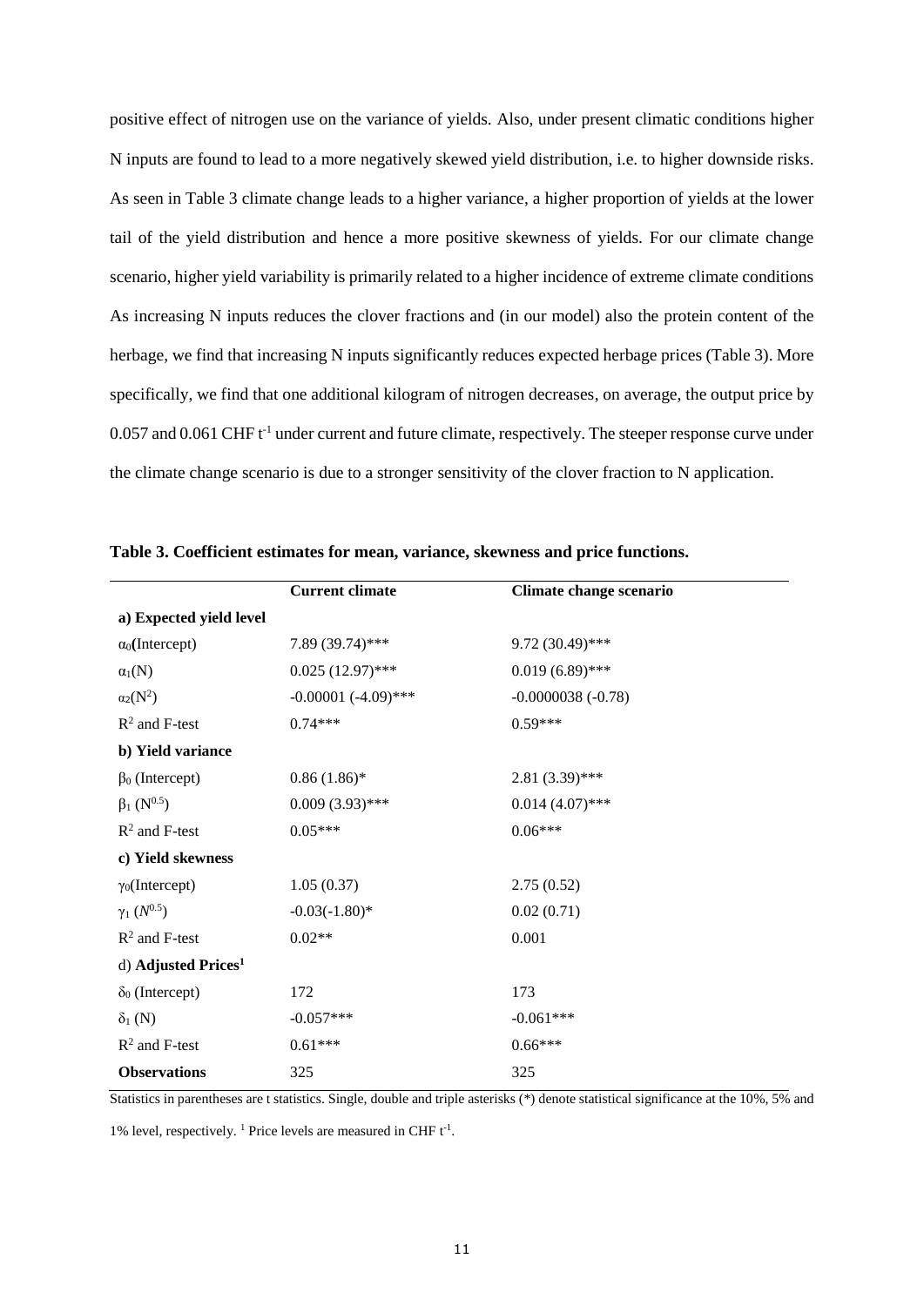positive effect of nitrogen use on the variance of yields. Also, under present climatic conditions higher N inputs are found to lead to a more negatively skewed yield distribution, i.e. to higher downside risks. As seen in Table 3 climate change leads to a higher variance, a higher proportion of yields at the lower tail of the yield distribution and hence a more positive skewness of yields. For our climate change scenario, higher yield variability is primarily related to a higher incidence of extreme climate conditions As increasing N inputs reduces the clover fractions and (in our model) also the protein content of the herbage, we find that increasing N inputs significantly reduces expected herbage prices (Table 3). More specifically, we find that one additional kilogram of nitrogen decreases, on average, the output price by 0.057 and 0.061 CHF $t^{-1}$ under current and future climate, respectively. The steeper response curve under the climate change scenario is due to a stronger sensitivity of the clover fraction to N application.

**Table 3. Coefficient estimates for mean, variance, skewness and price functions.**

| | **Current climate** | **Climate change scenario** |
|---|---|---|
| **a) Expected yield level** | | |
| $\alpha_0$(Intercept) | 7.89 (39.74)*** | 9.72 (30.49)*** |
| $\alpha_1$(N) | 0.025 (12.97)*** | 0.019 (6.89)*** |
| $\alpha_2$($N^2$) | -0.00001 (-4.09)*** | -0.0000038 (-0.78) |
| $R^2$ and F-test | 0.74*** | 0.59*** |
| **b) Yield variance** | | |
| $\beta_0$ (Intercept) | 0.86 (1.86)* | 2.81 (3.39)*** |
| $\beta_1$ ($N^{0.5}$) | 0.009 (3.93)*** | 0.014 (4.07)*** |
| $R^2$ and F-test | 0.05*** | 0.06*** |
| **c) Yield skewness** | | |
| $\gamma_0$(Intercept) | 1.05 (0.37) | 2.75 (0.52) |
| $\gamma_1$ ($N^{0.5}$) | -0.03(-1.80)* | 0.02 (0.71) |
| $R^2$ and F-test | 0.02** | 0.001 |
| d) **Adjusted Prices[1]** | | |
| $\delta_0$ (Intercept) | 172 | 173 |
| $\delta_1$ (N) | -0.057*** | -0.061*** |
| $R^2$ and F-test | 0.61*** | 0.66*** |
| **Observations** | 325 | 325 |

Statistics in parentheses are t statistics. Single, double and triple asterisks (*) denote statistical significance at the 10%, 5% and 1% level, respectively. [1] Price levels are measured in CHF $t^{-1}$.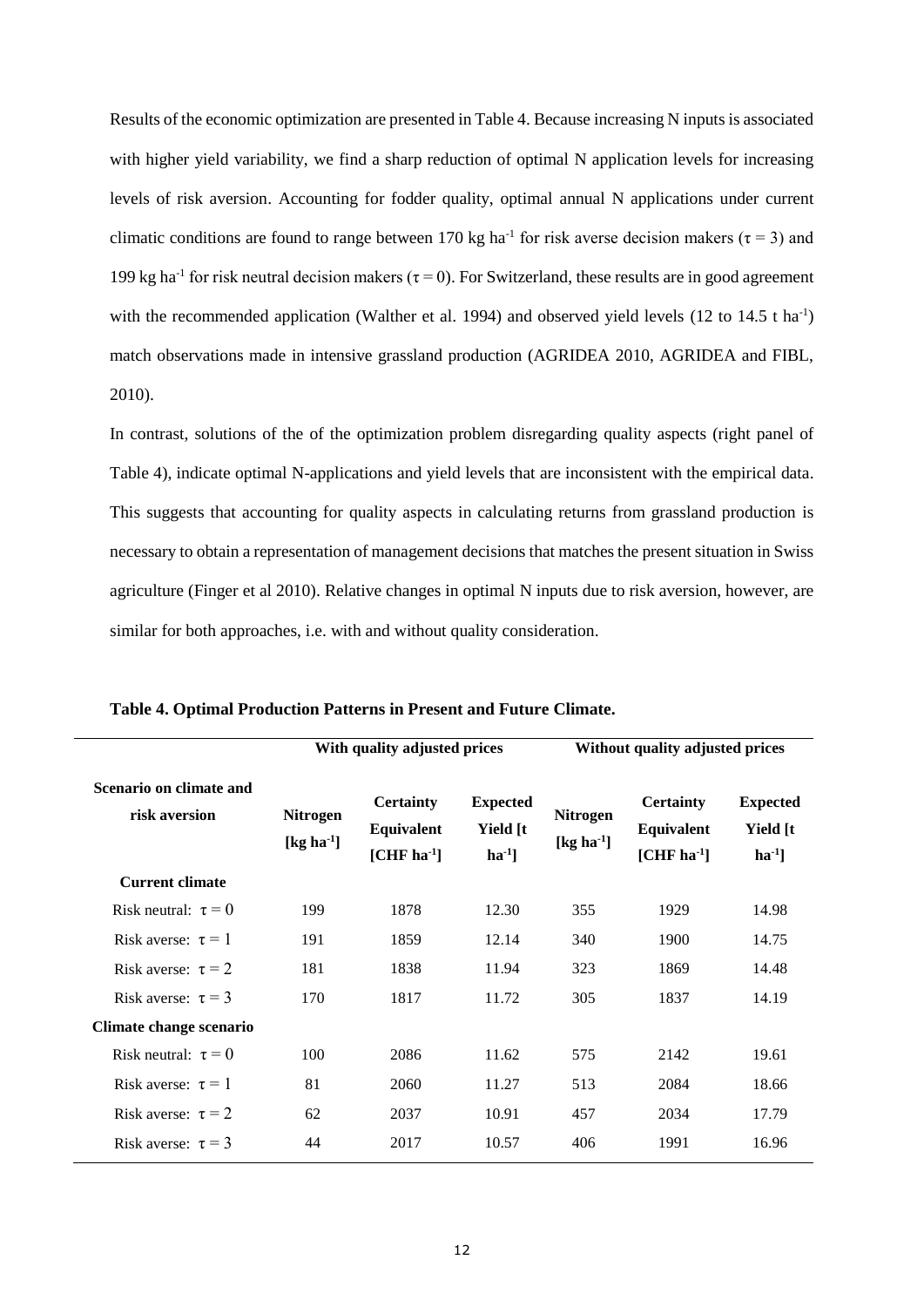Results of the economic optimization are presented in Table 4. Because increasing N inputs is associated with higher yield variability, we find a sharp reduction of optimal N application levels for increasing levels of risk aversion. Accounting for fodder quality, optimal annual N applications under current climatic conditions are found to range between 170 kg ha$^{-1}$ for risk averse decision makers ($\tau = 3$) and 199 kg ha$^{-1}$ for risk neutral decision makers ($\tau = 0$). For Switzerland, these results are in good agreement with the recommended application (Walther et al. 1994) and observed yield levels (12 to 14.5 t ha$^{-1}$) match observations made in intensive grassland production (AGRIDEA 2010, AGRIDEA and FIBL, 2010).

In contrast, solutions of the of the optimization problem disregarding quality aspects (right panel of Table 4), indicate optimal N-applications and yield levels that are inconsistent with the empirical data. This suggests that accounting for quality aspects in calculating returns from grassland production is necessary to obtain a representation of management decisions that matches the present situation in Swiss agriculture (Finger et al 2010). Relative changes in optimal N inputs due to risk aversion, however, are similar for both approaches, i.e. with and without quality consideration.

**Table 4. Optimal Production Patterns in Present and Future Climate.**

| Scenario on climate and risk aversion | With quality adjusted prices | | | Without quality adjusted prices | | |
|---|---|---|---|---|---|---|
| | Nitrogen [kg ha$^{-1}$] | Certainty Equivalent [CHF ha$^{-1}$] | Expected Yield [t ha$^{-1}$] | Nitrogen [kg ha$^{-1}$] | Certainty Equivalent [CHF ha$^{-1}$] | Expected Yield [t ha$^{-1}$] |
| **Current climate** | | | | | | |
| Risk neutral: $\tau = 0$ | 199 | 1878 | 12.30 | 355 | 1929 | 14.98 |
| Risk averse: $\tau = 1$ | 191 | 1859 | 12.14 | 340 | 1900 | 14.75 |
| Risk averse: $\tau = 2$ | 181 | 1838 | 11.94 | 323 | 1869 | 14.48 |
| Risk averse: $\tau = 3$ | 170 | 1817 | 11.72 | 305 | 1837 | 14.19 |
| **Climate change scenario** | | | | | | |
| Risk neutral: $\tau = 0$ | 100 | 2086 | 11.62 | 575 | 2142 | 19.61 |
| Risk averse: $\tau = 1$ | 81 | 2060 | 11.27 | 513 | 2084 | 18.66 |
| Risk averse: $\tau = 2$ | 62 | 2037 | 10.91 | 457 | 2034 | 17.79 |
| Risk averse: $\tau = 3$ | 44 | 2017 | 10.57 | 406 | 1991 | 16.96 |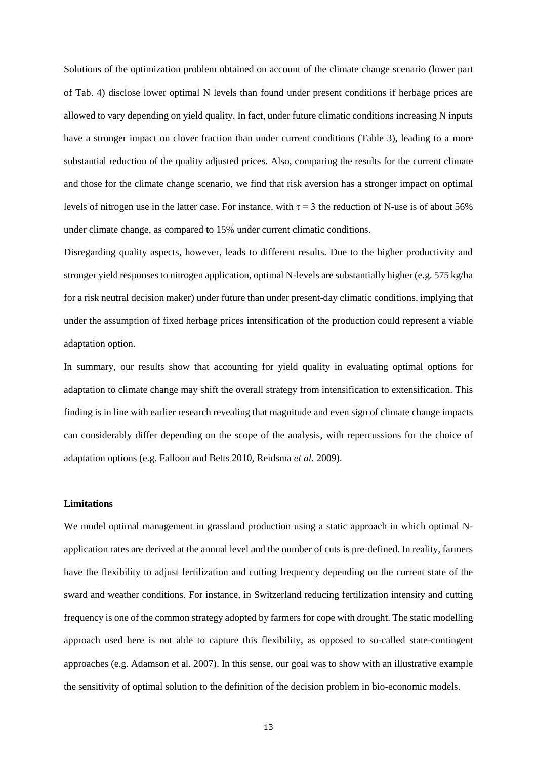Solutions of the optimization problem obtained on account of the climate change scenario (lower part of Tab. 4) disclose lower optimal N levels than found under present conditions if herbage prices are allowed to vary depending on yield quality. In fact, under future climatic conditions increasing N inputs have a stronger impact on clover fraction than under current conditions (Table 3), leading to a more substantial reduction of the quality adjusted prices. Also, comparing the results for the current climate and those for the climate change scenario, we find that risk aversion has a stronger impact on optimal levels of nitrogen use in the latter case. For instance, with $\tau = 3$ the reduction of N-use is of about 56% under climate change, as compared to 15% under current climatic conditions.

Disregarding quality aspects, however, leads to different results. Due to the higher productivity and stronger yield responses to nitrogen application, optimal N-levels are substantially higher (e.g. 575 kg/ha for a risk neutral decision maker) under future than under present-day climatic conditions, implying that under the assumption of fixed herbage prices intensification of the production could represent a viable adaptation option.

In summary, our results show that accounting for yield quality in evaluating optimal options for adaptation to climate change may shift the overall strategy from intensification to extensification. This finding is in line with earlier research revealing that magnitude and even sign of climate change impacts can considerably differ depending on the scope of the analysis, with repercussions for the choice of adaptation options (e.g. Falloon and Betts 2010, Reidsma *et al.* 2009).

### Limitations

We model optimal management in grassland production using a static approach in which optimal N-application rates are derived at the annual level and the number of cuts is pre-defined. In reality, farmers have the flexibility to adjust fertilization and cutting frequency depending on the current state of the sward and weather conditions. For instance, in Switzerland reducing fertilization intensity and cutting frequency is one of the common strategy adopted by farmers for cope with drought. The static modelling approach used here is not able to capture this flexibility, as opposed to so-called state-contingent approaches (e.g. Adamson et al. 2007). In this sense, our goal was to show with an illustrative example the sensitivity of optimal solution to the definition of the decision problem in bio-economic models.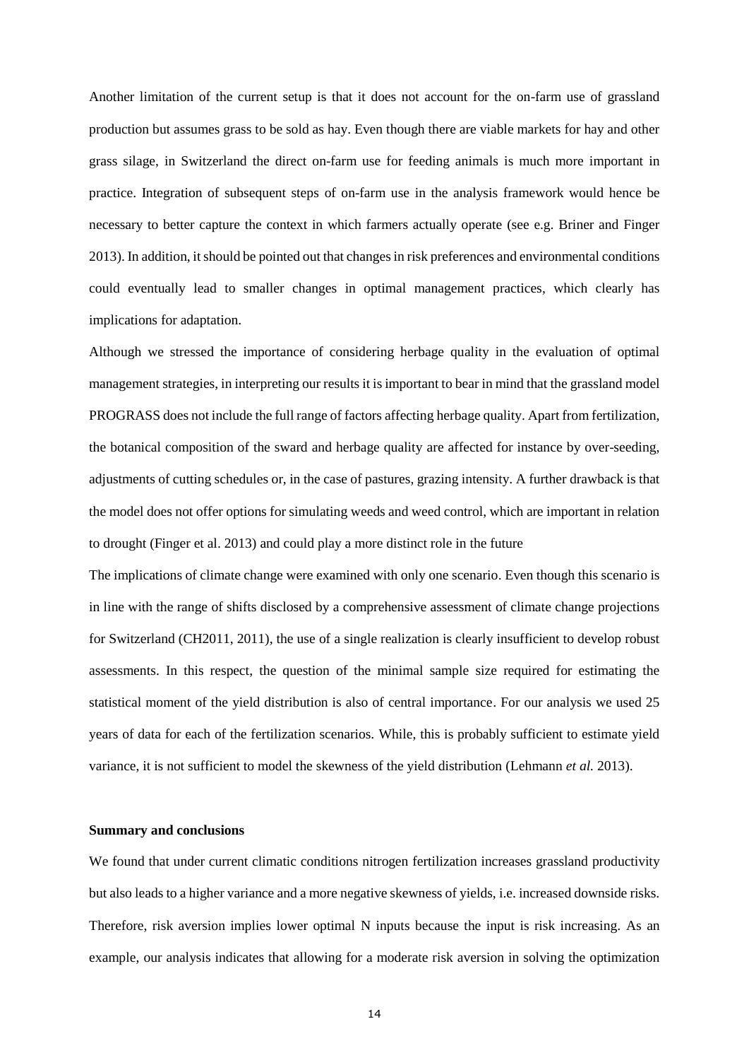Another limitation of the current setup is that it does not account for the on-farm use of grassland production but assumes grass to be sold as hay. Even though there are viable markets for hay and other grass silage, in Switzerland the direct on-farm use for feeding animals is much more important in practice. Integration of subsequent steps of on-farm use in the analysis framework would hence be necessary to better capture the context in which farmers actually operate (see e.g. Briner and Finger 2013). In addition, it should be pointed out that changes in risk preferences and environmental conditions could eventually lead to smaller changes in optimal management practices, which clearly has implications for adaptation.

Although we stressed the importance of considering herbage quality in the evaluation of optimal management strategies, in interpreting our results it is important to bear in mind that the grassland model PROGRASS does not include the full range of factors affecting herbage quality. Apart from fertilization, the botanical composition of the sward and herbage quality are affected for instance by over-seeding, adjustments of cutting schedules or, in the case of pastures, grazing intensity. A further drawback is that the model does not offer options for simulating weeds and weed control, which are important in relation to drought (Finger et al. 2013) and could play a more distinct role in the future

The implications of climate change were examined with only one scenario. Even though this scenario is in line with the range of shifts disclosed by a comprehensive assessment of climate change projections for Switzerland (CH2011, 2011), the use of a single realization is clearly insufficient to develop robust assessments. In this respect, the question of the minimal sample size required for estimating the statistical moment of the yield distribution is also of central importance. For our analysis we used 25 years of data for each of the fertilization scenarios. While, this is probably sufficient to estimate yield variance, it is not sufficient to model the skewness of the yield distribution (Lehmann *et al.* 2013).

**Summary and conclusions**

We found that under current climatic conditions nitrogen fertilization increases grassland productivity but also leads to a higher variance and a more negative skewness of yields, i.e. increased downside risks. Therefore, risk aversion implies lower optimal N inputs because the input is risk increasing. As an example, our analysis indicates that allowing for a moderate risk aversion in solving the optimization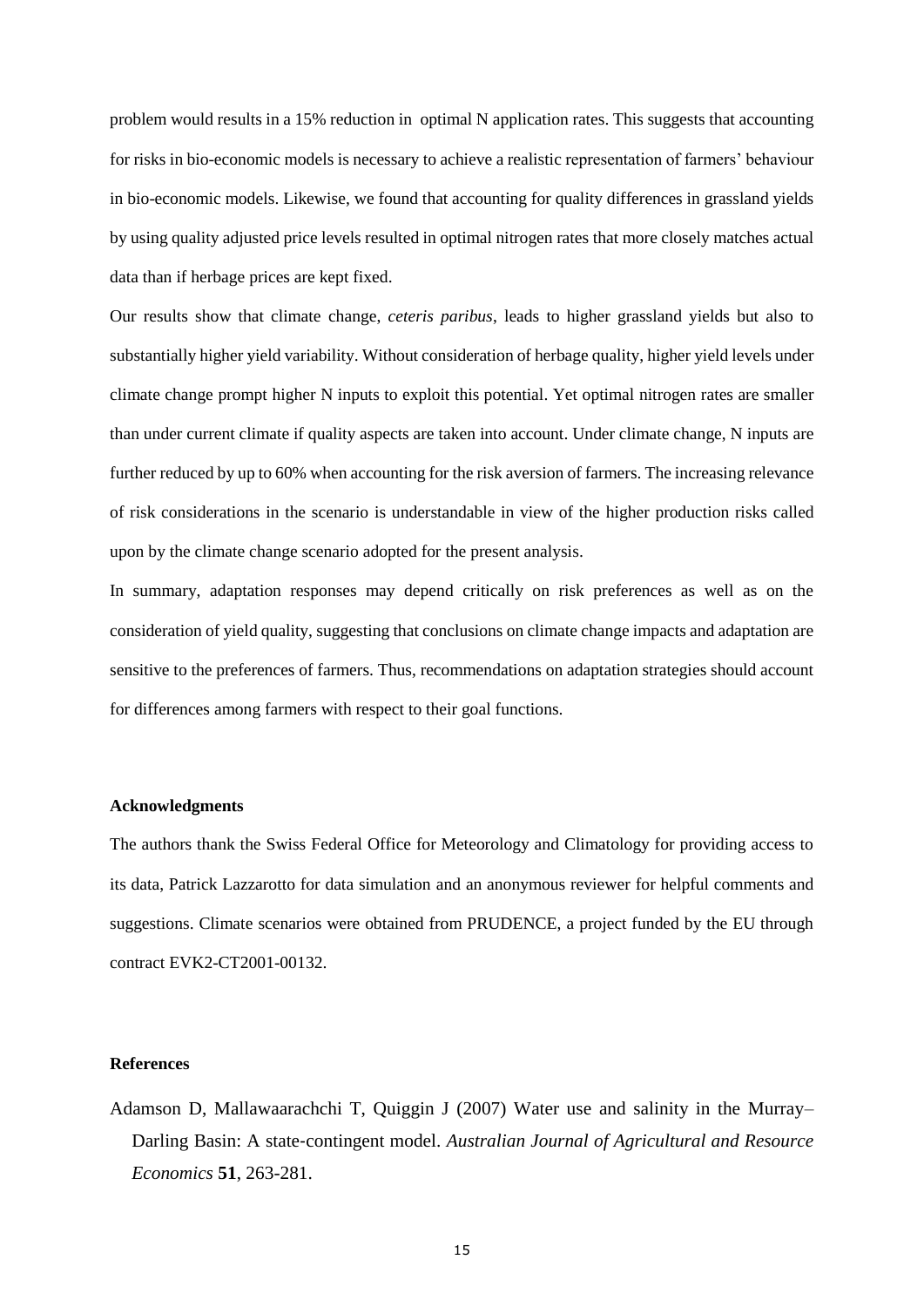problem would results in a 15% reduction in optimal N application rates. This suggests that accounting for risks in bio-economic models is necessary to achieve a realistic representation of farmers' behaviour in bio-economic models. Likewise, we found that accounting for quality differences in grassland yields by using quality adjusted price levels resulted in optimal nitrogen rates that more closely matches actual data than if herbage prices are kept fixed.

Our results show that climate change, *ceteris paribus*, leads to higher grassland yields but also to substantially higher yield variability. Without consideration of herbage quality, higher yield levels under climate change prompt higher N inputs to exploit this potential. Yet optimal nitrogen rates are smaller than under current climate if quality aspects are taken into account. Under climate change, N inputs are further reduced by up to 60% when accounting for the risk aversion of farmers. The increasing relevance of risk considerations in the scenario is understandable in view of the higher production risks called upon by the climate change scenario adopted for the present analysis.

In summary, adaptation responses may depend critically on risk preferences as well as on the consideration of yield quality, suggesting that conclusions on climate change impacts and adaptation are sensitive to the preferences of farmers. Thus, recommendations on adaptation strategies should account for differences among farmers with respect to their goal functions.

**Acknowledgments**

The authors thank the Swiss Federal Office for Meteorology and Climatology for providing access to its data, Patrick Lazzarotto for data simulation and an anonymous reviewer for helpful comments and suggestions. Climate scenarios were obtained from PRUDENCE, a project funded by the EU through contract EVK2-CT2001-00132.

**References**

Adamson D, Mallawaarachchi T, Quiggin J (2007) Water use and salinity in the Murray–Darling Basin: A state-contingent model. *Australian Journal of Agricultural and Resource Economics* **51**, 263-281.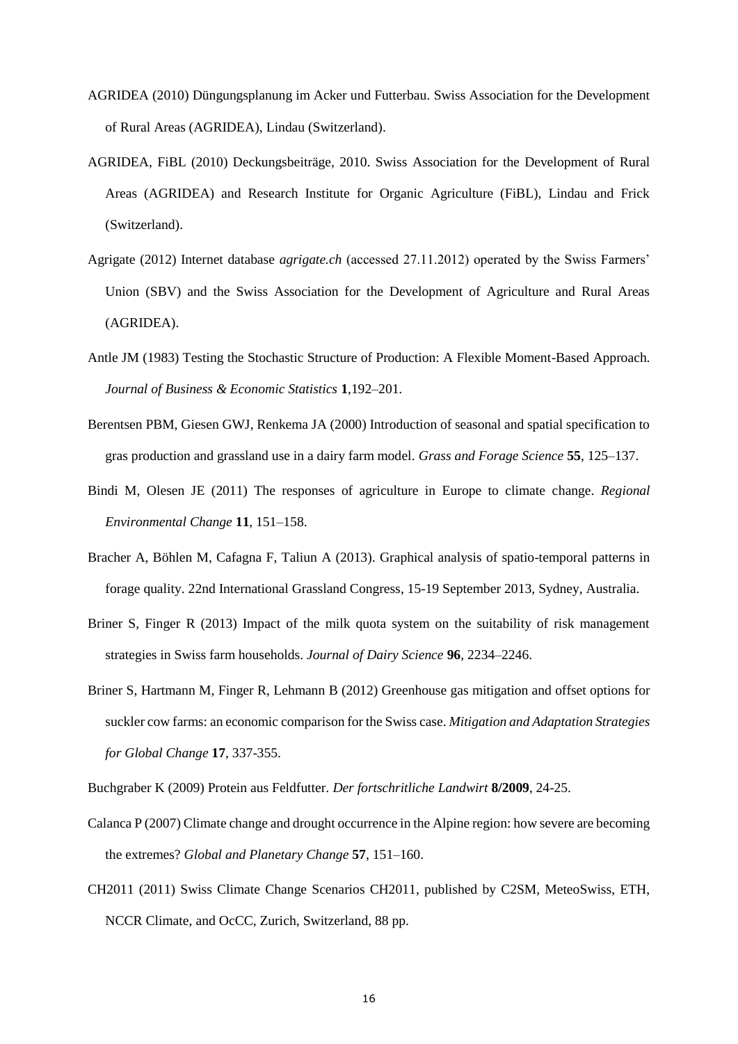AGRIDEA (2010) Düngungsplanung im Acker und Futterbau. Swiss Association for the Development of Rural Areas (AGRIDEA), Lindau (Switzerland).

AGRIDEA, FiBL (2010) Deckungsbeiträge, 2010. Swiss Association for the Development of Rural Areas (AGRIDEA) and Research Institute for Organic Agriculture (FiBL), Lindau and Frick (Switzerland).

Agrigate (2012) Internet database *agrigate.ch* (accessed 27.11.2012) operated by the Swiss Farmers' Union (SBV) and the Swiss Association for the Development of Agriculture and Rural Areas (AGRIDEA).

Antle JM (1983) Testing the Stochastic Structure of Production: A Flexible Moment-Based Approach. *Journal of Business & Economic Statistics* **1**,192–201.

Berentsen PBM, Giesen GWJ, Renkema JA (2000) Introduction of seasonal and spatial specification to gras production and grassland use in a dairy farm model. *Grass and Forage Science* **55**, 125–137.

Bindi M, Olesen JE (2011) The responses of agriculture in Europe to climate change. *Regional Environmental Change* **11**, 151–158.

Bracher A, Böhlen M, Cafagna F, Taliun A (2013). Graphical analysis of spatio-temporal patterns in forage quality. 22nd International Grassland Congress, 15-19 September 2013, Sydney, Australia.

Briner S, Finger R (2013) Impact of the milk quota system on the suitability of risk management strategies in Swiss farm households. *Journal of Dairy Science* **96**, 2234–2246.

Briner S, Hartmann M, Finger R, Lehmann B (2012) Greenhouse gas mitigation and offset options for suckler cow farms: an economic comparison for the Swiss case. *Mitigation and Adaptation Strategies for Global Change* **17**, 337-355.

Buchgraber K (2009) Protein aus Feldfutter. *Der fortschritliche Landwirt* **8/2009**, 24-25.

Calanca P (2007) Climate change and drought occurrence in the Alpine region: how severe are becoming the extremes? *Global and Planetary Change* **57**, 151–160.

CH2011 (2011) Swiss Climate Change Scenarios CH2011, published by C2SM, MeteoSwiss, ETH, NCCR Climate, and OcCC, Zurich, Switzerland, 88 pp.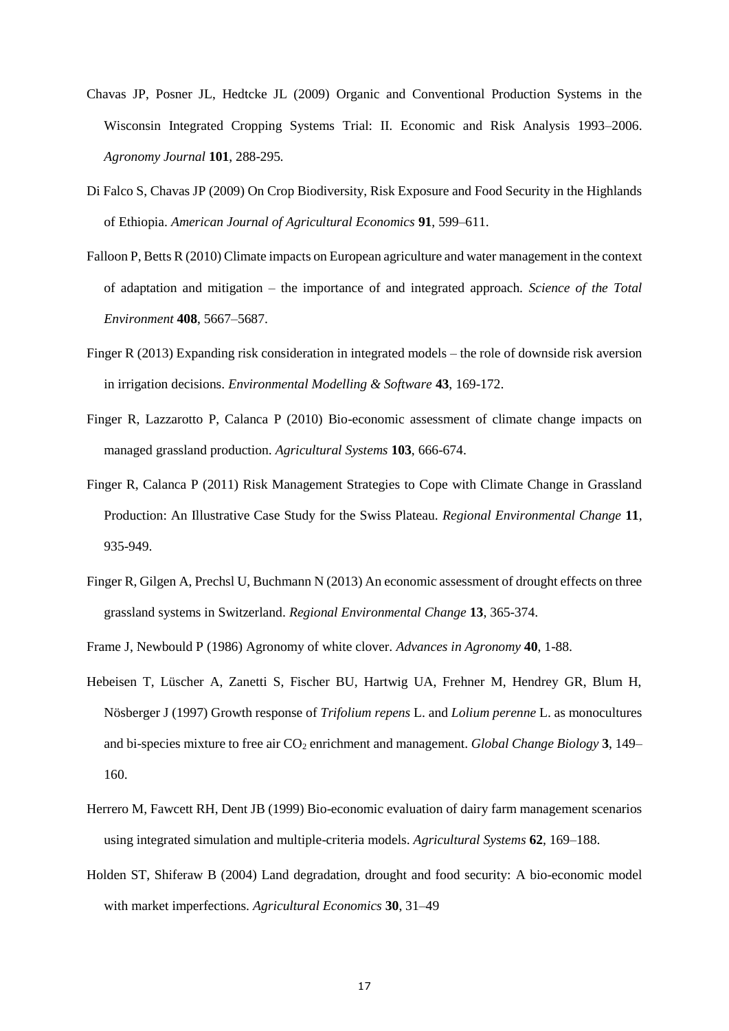Chavas JP, Posner JL, Hedtcke JL (2009) Organic and Conventional Production Systems in the Wisconsin Integrated Cropping Systems Trial: II. Economic and Risk Analysis 1993–2006. *Agronomy Journal* **101**, 288-295.

Di Falco S, Chavas JP (2009) On Crop Biodiversity, Risk Exposure and Food Security in the Highlands of Ethiopia. *American Journal of Agricultural Economics* **91**, 599–611.

Falloon P, Betts R (2010) Climate impacts on European agriculture and water management in the context of adaptation and mitigation – the importance of and integrated approach. *Science of the Total Environment* **408**, 5667–5687.

Finger R (2013) Expanding risk consideration in integrated models – the role of downside risk aversion in irrigation decisions. *Environmental Modelling & Software* **43**, 169-172.

Finger R, Lazzarotto P, Calanca P (2010) Bio-economic assessment of climate change impacts on managed grassland production. *Agricultural Systems* **103**, 666-674.

Finger R, Calanca P (2011) Risk Management Strategies to Cope with Climate Change in Grassland Production: An Illustrative Case Study for the Swiss Plateau. *Regional Environmental Change* **11**, 935-949.

Finger R, Gilgen A, Prechsl U, Buchmann N (2013) An economic assessment of drought effects on three grassland systems in Switzerland. *Regional Environmental Change* **13**, 365-374.

Frame J, Newbould P (1986) Agronomy of white clover. *Advances in Agronomy* **40**, 1-88.

Hebeisen T, Lüscher A, Zanetti S, Fischer BU, Hartwig UA, Frehner M, Hendrey GR, Blum H, Nösberger J (1997) Growth response of *Trifolium repens* L. and *Lolium perenne* L. as monocultures and bi-species mixture to free air $CO_2$ enrichment and management. *Global Change Biology* **3**, 149–160.

Herrero M, Fawcett RH, Dent JB (1999) Bio-economic evaluation of dairy farm management scenarios using integrated simulation and multiple-criteria models. *Agricultural Systems* **62**, 169–188.

Holden ST, Shiferaw B (2004) Land degradation, drought and food security: A bio-economic model with market imperfections. *Agricultural Economics* **30**, 31–49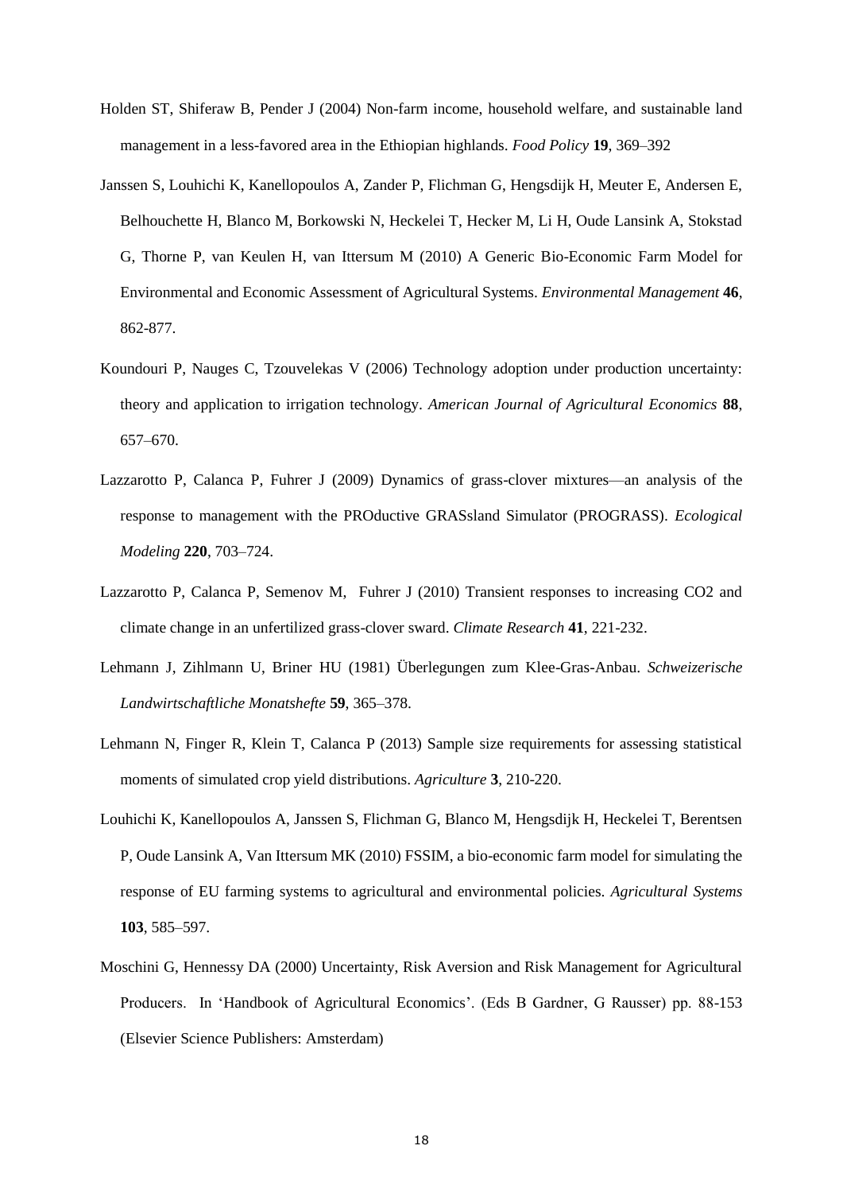Holden ST, Shiferaw B, Pender J (2004) Non-farm income, household welfare, and sustainable land management in a less-favored area in the Ethiopian highlands. *Food Policy* **19**, 369–392

Janssen S, Louhichi K, Kanellopoulos A, Zander P, Flichman G, Hengsdijk H, Meuter E, Andersen E, Belhouchette H, Blanco M, Borkowski N, Heckelei T, Hecker M, Li H, Oude Lansink A, Stokstad G, Thorne P, van Keulen H, van Ittersum M (2010) A Generic Bio-Economic Farm Model for Environmental and Economic Assessment of Agricultural Systems. *Environmental Management* **46**, 862-877.

Koundouri P, Nauges C, Tzouvelekas V (2006) Technology adoption under production uncertainty: theory and application to irrigation technology. *American Journal of Agricultural Economics* **88**, 657–670.

Lazzarotto P, Calanca P, Fuhrer J (2009) Dynamics of grass-clover mixtures—an analysis of the response to management with the PROductive GRASsland Simulator (PROGRASS). *Ecological Modeling* **220**, 703–724.

Lazzarotto P, Calanca P, Semenov M, Fuhrer J (2010) Transient responses to increasing CO2 and climate change in an unfertilized grass-clover sward. *Climate Research* **41**, 221-232.

Lehmann J, Zihlmann U, Briner HU (1981) Überlegungen zum Klee-Gras-Anbau. *Schweizerische Landwirtschaftliche Monatshefte* **59**, 365–378.

Lehmann N, Finger R, Klein T, Calanca P (2013) Sample size requirements for assessing statistical moments of simulated crop yield distributions. *Agriculture* **3**, 210-220.

Louhichi K, Kanellopoulos A, Janssen S, Flichman G, Blanco M, Hengsdijk H, Heckelei T, Berentsen P, Oude Lansink A, Van Ittersum MK (2010) FSSIM, a bio-economic farm model for simulating the response of EU farming systems to agricultural and environmental policies. *Agricultural Systems* **103**, 585–597.

Moschini G, Hennessy DA (2000) Uncertainty, Risk Aversion and Risk Management for Agricultural Producers. In 'Handbook of Agricultural Economics'. (Eds B Gardner, G Rausser) pp. 88-153 (Elsevier Science Publishers: Amsterdam)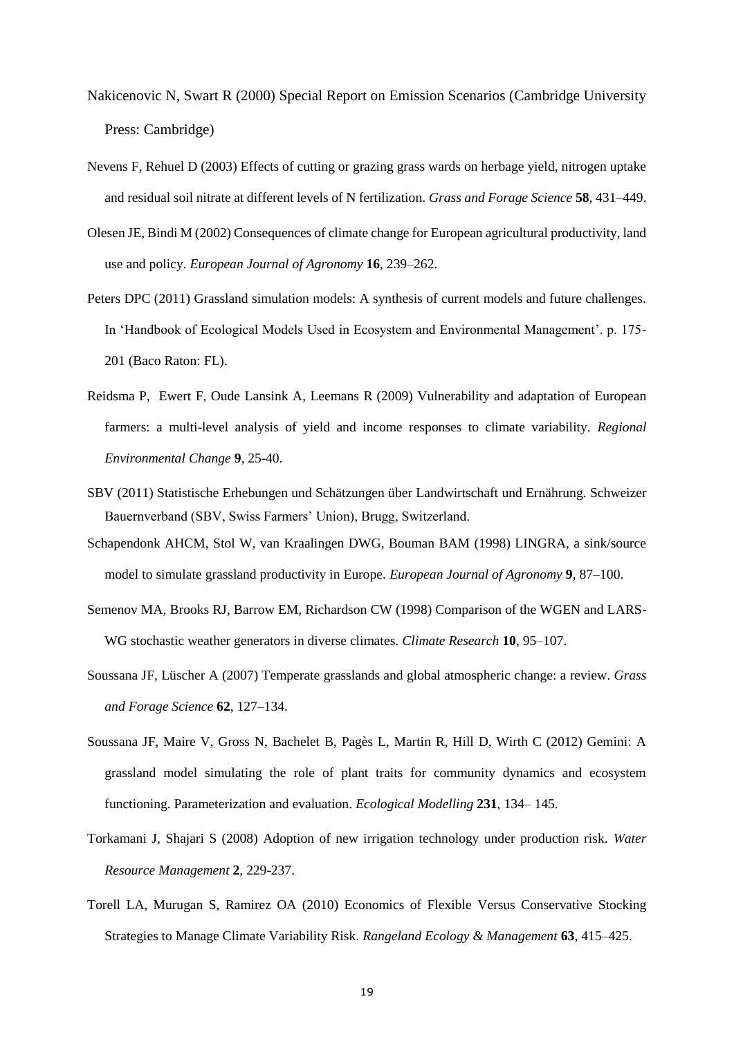Nakicenovic N, Swart R (2000) Special Report on Emission Scenarios (Cambridge University Press: Cambridge)

Nevens F, Rehuel D (2003) Effects of cutting or grazing grass wards on herbage yield, nitrogen uptake and residual soil nitrate at different levels of N fertilization. *Grass and Forage Science* **58**, 431–449.

Olesen JE, Bindi M (2002) Consequences of climate change for European agricultural productivity, land use and policy. *European Journal of Agronomy* **16**, 239–262.

Peters DPC (2011) Grassland simulation models: A synthesis of current models and future challenges. In 'Handbook of Ecological Models Used in Ecosystem and Environmental Management'. p. 175-201 (Baco Raton: FL).

Reidsma P, Ewert F, Oude Lansink A, Leemans R (2009) Vulnerability and adaptation of European farmers: a multi-level analysis of yield and income responses to climate variability. *Regional Environmental Change* **9**, 25-40.

SBV (2011) Statistische Erhebungen und Schätzungen über Landwirtschaft und Ernährung. Schweizer Bauernverband (SBV, Swiss Farmers' Union), Brugg, Switzerland.

Schapendonk AHCM, Stol W, van Kraalingen DWG, Bouman BAM (1998) LINGRA, a sink/source model to simulate grassland productivity in Europe. *European Journal of Agronomy* **9**, 87–100.

Semenov MA, Brooks RJ, Barrow EM, Richardson CW (1998) Comparison of the WGEN and LARS-WG stochastic weather generators in diverse climates. *Climate Research* **10**, 95–107.

Soussana JF, Lüscher A (2007) Temperate grasslands and global atmospheric change: a review. *Grass and Forage Science* **62**, 127–134.

Soussana JF, Maire V, Gross N, Bachelet B, Pagès L, Martin R, Hill D, Wirth C (2012) Gemini: A grassland model simulating the role of plant traits for community dynamics and ecosystem functioning. Parameterization and evaluation. *Ecological Modelling* **231**, 134– 145.

Torkamani J, Shajari S (2008) Adoption of new irrigation technology under production risk. *Water Resource Management* **2**, 229-237.

Torell LA, Murugan S, Ramirez OA (2010) Economics of Flexible Versus Conservative Stocking Strategies to Manage Climate Variability Risk. *Rangeland Ecology & Management* **63**, 415–425.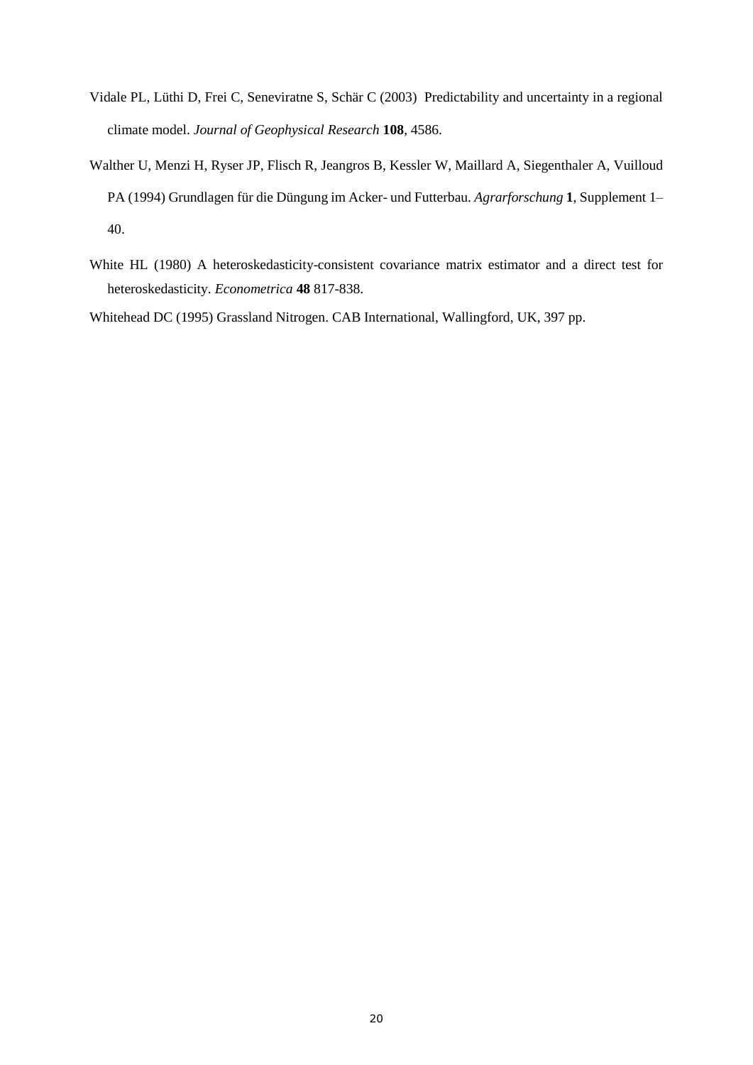Vidale PL, Lüthi D, Frei C, Seneviratne S, Schär C (2003) Predictability and uncertainty in a regional climate model. *Journal of Geophysical Research* **108**, 4586.

Walther U, Menzi H, Ryser JP, Flisch R, Jeangros B, Kessler W, Maillard A, Siegenthaler A, Vuilloud PA (1994) Grundlagen für die Düngung im Acker- und Futterbau. *Agrarforschung* **1**, Supplement 1–40.

White HL (1980) A heteroskedasticity-consistent covariance matrix estimator and a direct test for heteroskedasticity. *Econometrica* **48** 817-838.

Whitehead DC (1995) Grassland Nitrogen. CAB International, Wallingford, UK, 397 pp.